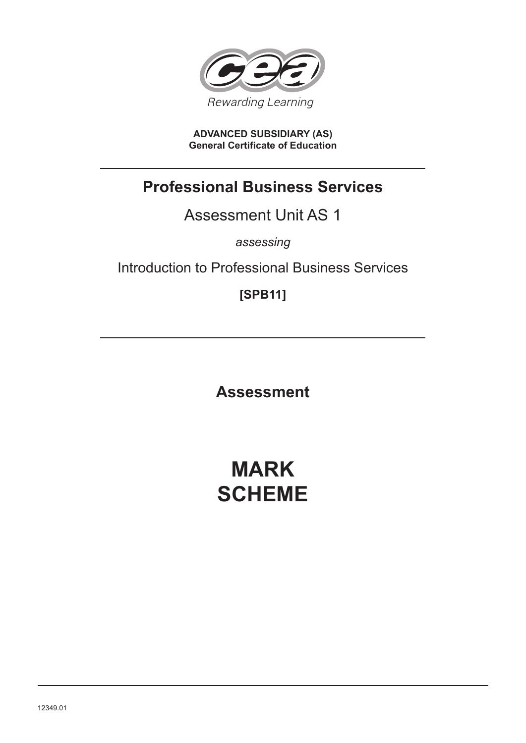Rewarding Learning

**ADVANCED SUBSIDIARY (AS)**
**General Certificate of Education**

# Professional Business Services

## Assessment Unit AS 1

*assessing*

Introduction to Professional Business Services

**[SPB11]**

## Assessment

# MARK SCHEME

12349.01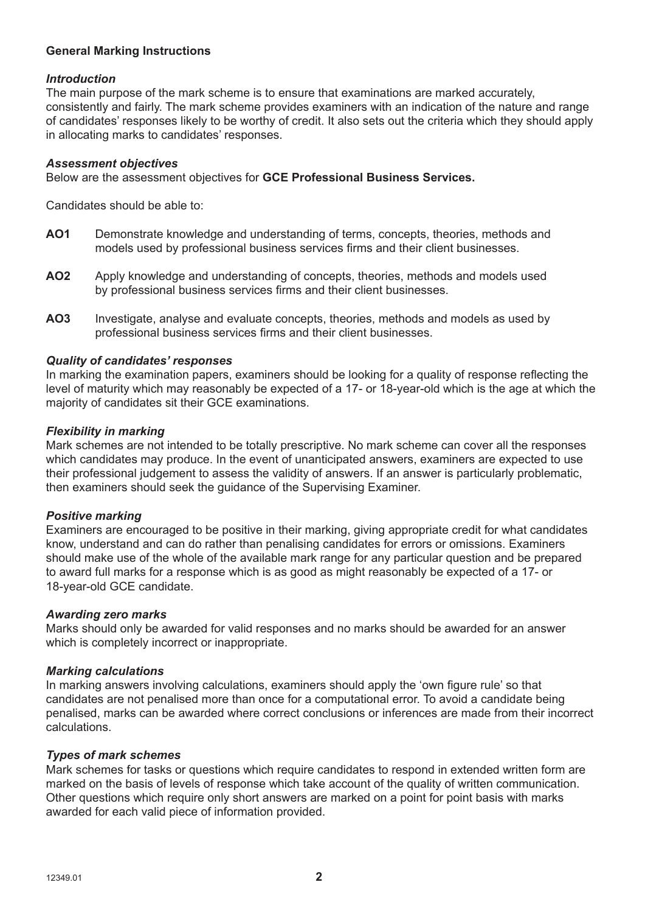## General Marking Instructions

### *Introduction*

The main purpose of the mark scheme is to ensure that examinations are marked accurately, consistently and fairly. The mark scheme provides examiners with an indication of the nature and range of candidates' responses likely to be worthy of credit. It also sets out the criteria which they should apply in allocating marks to candidates' responses.

### *Assessment objectives*

Below are the assessment objectives for **GCE Professional Business Services.**

Candidates should be able to:

- **AO1** Demonstrate knowledge and understanding of terms, concepts, theories, methods and models used by professional business services firms and their client businesses.
- **AO2** Apply knowledge and understanding of concepts, theories, methods and models used by professional business services firms and their client businesses.
- **AO3** Investigate, analyse and evaluate concepts, theories, methods and models as used by professional business services firms and their client businesses.

### *Quality of candidates' responses*

In marking the examination papers, examiners should be looking for a quality of response reflecting the level of maturity which may reasonably be expected of a 17- or 18-year-old which is the age at which the majority of candidates sit their GCE examinations.

### *Flexibility in marking*

Mark schemes are not intended to be totally prescriptive. No mark scheme can cover all the responses which candidates may produce. In the event of unanticipated answers, examiners are expected to use their professional judgement to assess the validity of answers. If an answer is particularly problematic, then examiners should seek the guidance of the Supervising Examiner.

### *Positive marking*

Examiners are encouraged to be positive in their marking, giving appropriate credit for what candidates know, understand and can do rather than penalising candidates for errors or omissions. Examiners should make use of the whole of the available mark range for any particular question and be prepared to award full marks for a response which is as good as might reasonably be expected of a 17- or 18-year-old GCE candidate.

### *Awarding zero marks*

Marks should only be awarded for valid responses and no marks should be awarded for an answer which is completely incorrect or inappropriate.

### *Marking calculations*

In marking answers involving calculations, examiners should apply the 'own figure rule' so that candidates are not penalised more than once for a computational error. To avoid a candidate being penalised, marks can be awarded where correct conclusions or inferences are made from their incorrect calculations.

### *Types of mark schemes*

Mark schemes for tasks or questions which require candidates to respond in extended written form are marked on the basis of levels of response which take account of the quality of written communication. Other questions which require only short answers are marked on a point for point basis with marks awarded for each valid piece of information provided.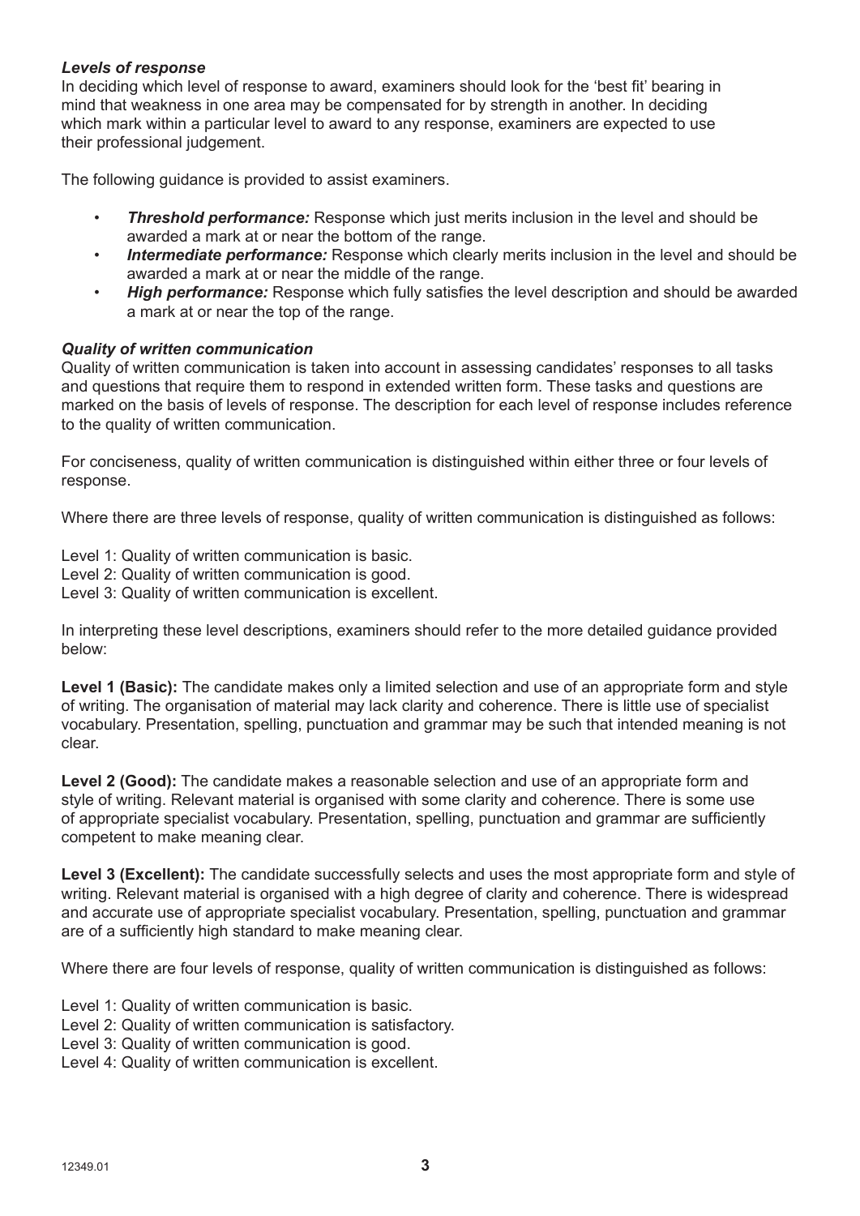***Levels of response***

In deciding which level of response to award, examiners should look for the 'best fit' bearing in mind that weakness in one area may be compensated for by strength in another. In deciding which mark within a particular level to award to any response, examiners are expected to use their professional judgement.

The following guidance is provided to assist examiners.

- ***Threshold performance:*** Response which just merits inclusion in the level and should be awarded a mark at or near the bottom of the range.
- ***Intermediate performance:*** Response which clearly merits inclusion in the level and should be awarded a mark at or near the middle of the range.
- ***High performance:*** Response which fully satisfies the level description and should be awarded a mark at or near the top of the range.

***Quality of written communication***

Quality of written communication is taken into account in assessing candidates' responses to all tasks and questions that require them to respond in extended written form. These tasks and questions are marked on the basis of levels of response. The description for each level of response includes reference to the quality of written communication.

For conciseness, quality of written communication is distinguished within either three or four levels of response.

Where there are three levels of response, quality of written communication is distinguished as follows:

Level 1: Quality of written communication is basic.
Level 2: Quality of written communication is good.
Level 3: Quality of written communication is excellent.

In interpreting these level descriptions, examiners should refer to the more detailed guidance provided below:

**Level 1 (Basic):** The candidate makes only a limited selection and use of an appropriate form and style of writing. The organisation of material may lack clarity and coherence. There is little use of specialist vocabulary. Presentation, spelling, punctuation and grammar may be such that intended meaning is not clear.

**Level 2 (Good):** The candidate makes a reasonable selection and use of an appropriate form and style of writing. Relevant material is organised with some clarity and coherence. There is some use of appropriate specialist vocabulary. Presentation, spelling, punctuation and grammar are sufficiently competent to make meaning clear.

**Level 3 (Excellent):** The candidate successfully selects and uses the most appropriate form and style of writing. Relevant material is organised with a high degree of clarity and coherence. There is widespread and accurate use of appropriate specialist vocabulary. Presentation, spelling, punctuation and grammar are of a sufficiently high standard to make meaning clear.

Where there are four levels of response, quality of written communication is distinguished as follows:

Level 1: Quality of written communication is basic.
Level 2: Quality of written communication is satisfactory.
Level 3: Quality of written communication is good.
Level 4: Quality of written communication is excellent.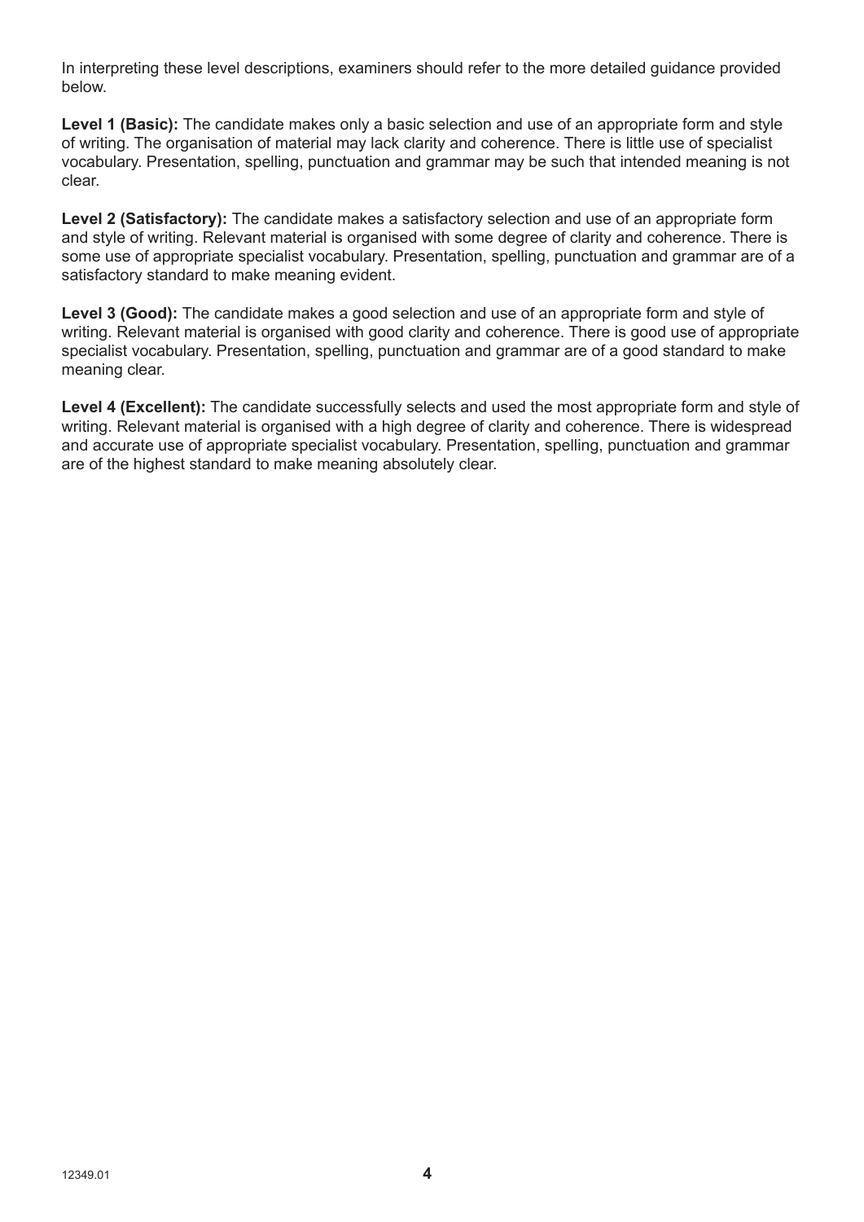In interpreting these level descriptions, examiners should refer to the more detailed guidance provided below.

**Level 1 (Basic):** The candidate makes only a basic selection and use of an appropriate form and style of writing. The organisation of material may lack clarity and coherence. There is little use of specialist vocabulary. Presentation, spelling, punctuation and grammar may be such that intended meaning is not clear.

**Level 2 (Satisfactory):** The candidate makes a satisfactory selection and use of an appropriate form and style of writing. Relevant material is organised with some degree of clarity and coherence. There is some use of appropriate specialist vocabulary. Presentation, spelling, punctuation and grammar are of a satisfactory standard to make meaning evident.

**Level 3 (Good):** The candidate makes a good selection and use of an appropriate form and style of writing. Relevant material is organised with good clarity and coherence. There is good use of appropriate specialist vocabulary. Presentation, spelling, punctuation and grammar are of a good standard to make meaning clear.

**Level 4 (Excellent):** The candidate successfully selects and used the most appropriate form and style of writing. Relevant material is organised with a high degree of clarity and coherence. There is widespread and accurate use of appropriate specialist vocabulary. Presentation, spelling, punctuation and grammar are of the highest standard to make meaning absolutely clear.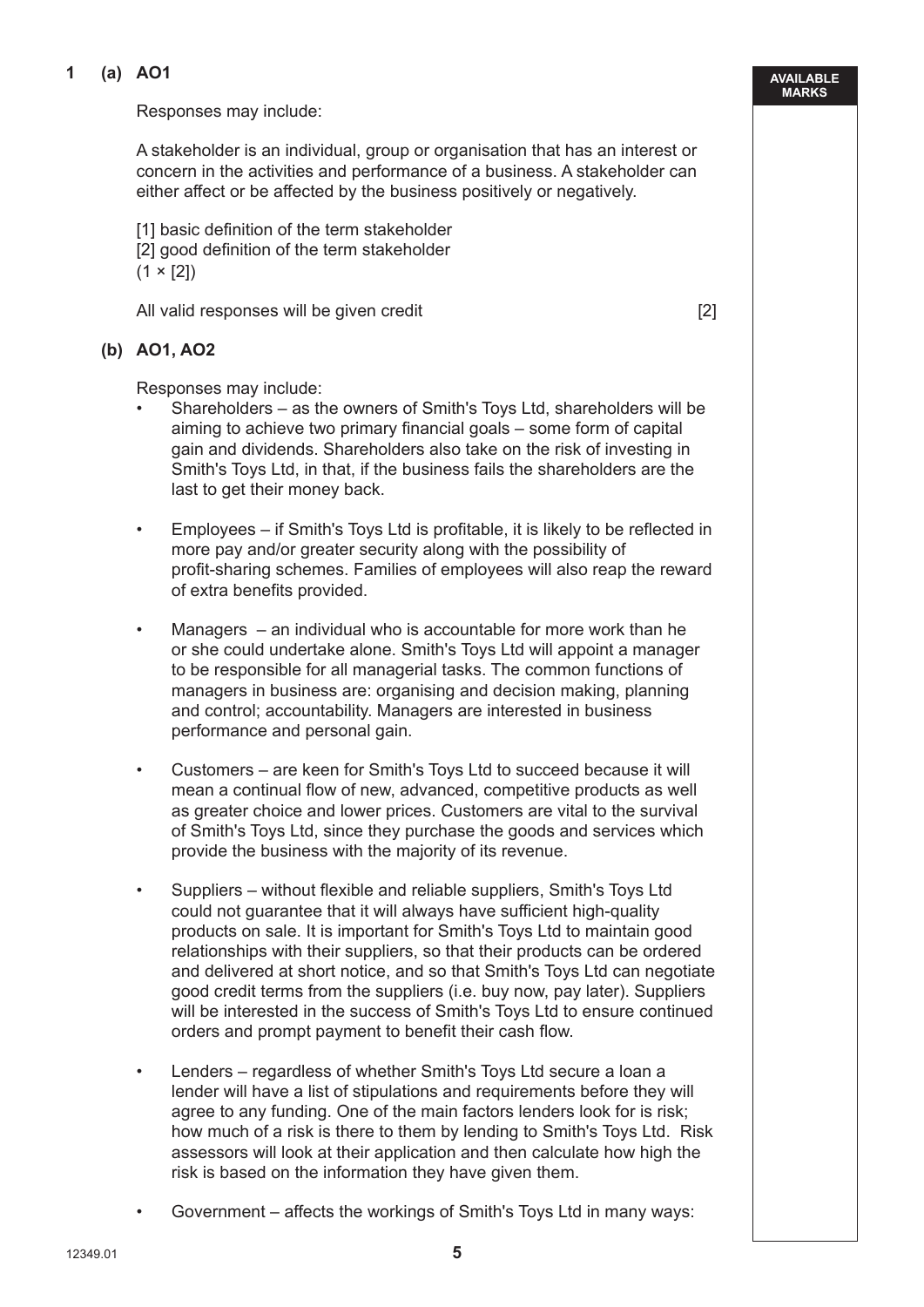**1 (a) AO1**

Responses may include:

A stakeholder is an individual, group or organisation that has an interest or concern in the activities and performance of a business. A stakeholder can either affect or be affected by the business positively or negatively.

[1] basic definition of the term stakeholder
[2] good definition of the term stakeholder
(1 × [2])

All valid responses will be given credit [2]

**(b) AO1, AO2**

Responses may include:

- Shareholders – as the owners of Smith's Toys Ltd, shareholders will be aiming to achieve two primary financial goals – some form of capital gain and dividends. Shareholders also take on the risk of investing in Smith's Toys Ltd, in that, if the business fails the shareholders are the last to get their money back.

- Employees – if Smith's Toys Ltd is profitable, it is likely to be reflected in more pay and/or greater security along with the possibility of profit-sharing schemes. Families of employees will also reap the reward of extra benefits provided.

- Managers – an individual who is accountable for more work than he or she could undertake alone. Smith's Toys Ltd will appoint a manager to be responsible for all managerial tasks. The common functions of managers in business are: organising and decision making, planning and control; accountability. Managers are interested in business performance and personal gain.

- Customers – are keen for Smith's Toys Ltd to succeed because it will mean a continual flow of new, advanced, competitive products as well as greater choice and lower prices. Customers are vital to the survival of Smith's Toys Ltd, since they purchase the goods and services which provide the business with the majority of its revenue.

- Suppliers – without flexible and reliable suppliers, Smith's Toys Ltd could not guarantee that it will always have sufficient high-quality products on sale. It is important for Smith's Toys Ltd to maintain good relationships with their suppliers, so that their products can be ordered and delivered at short notice, and so that Smith's Toys Ltd can negotiate good credit terms from the suppliers (i.e. buy now, pay later). Suppliers will be interested in the success of Smith's Toys Ltd to ensure continued orders and prompt payment to benefit their cash flow.

- Lenders – regardless of whether Smith's Toys Ltd secure a loan a lender will have a list of stipulations and requirements before they will agree to any funding. One of the main factors lenders look for is risk; how much of a risk is there to them by lending to Smith's Toys Ltd. Risk assessors will look at their application and then calculate how high the risk is based on the information they have given them.

- Government – affects the workings of Smith's Toys Ltd in many ways: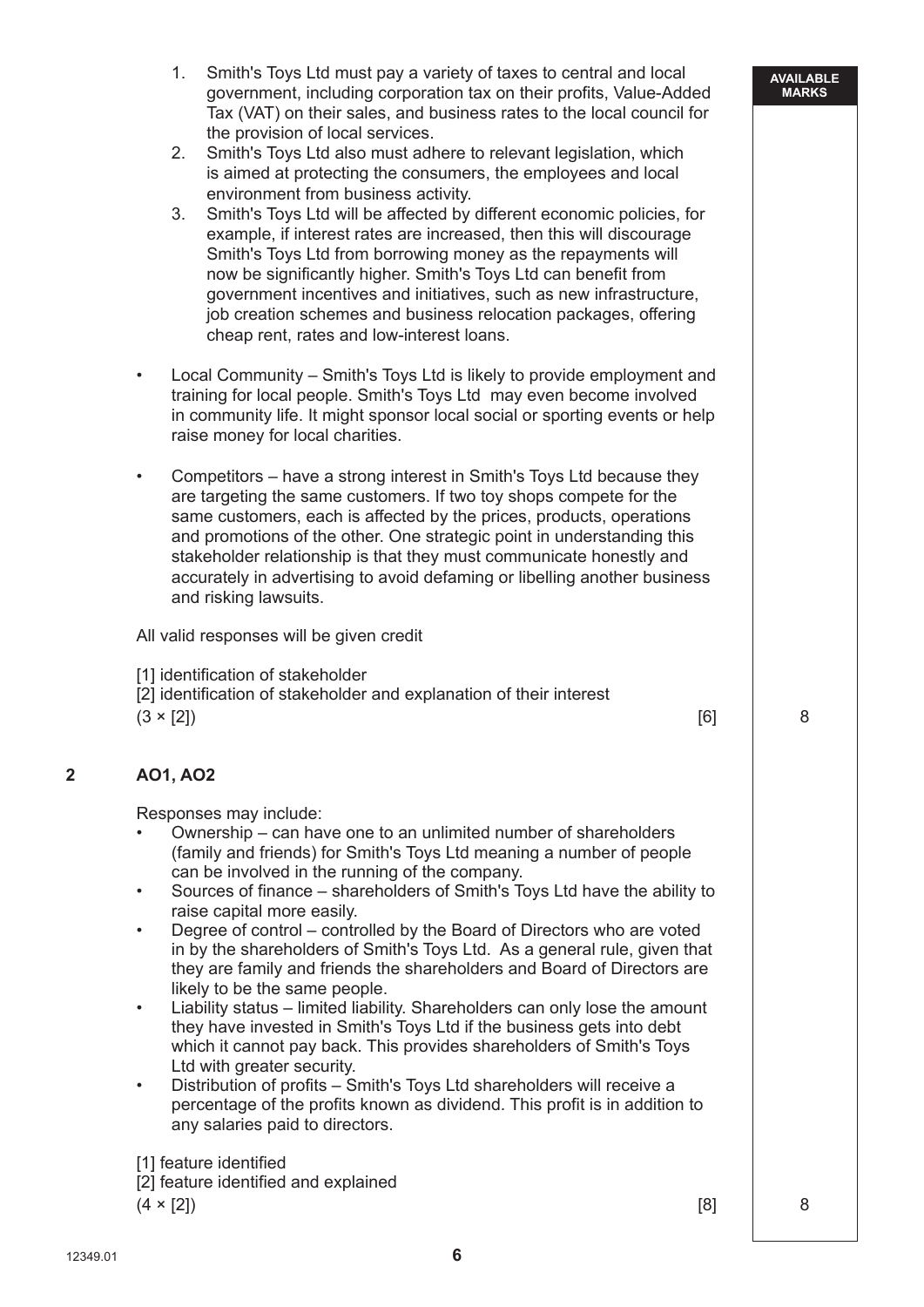1. Smith's Toys Ltd must pay a variety of taxes to central and local government, including corporation tax on their profits, Value-Added Tax (VAT) on their sales, and business rates to the local council for the provision of local services.
2. Smith's Toys Ltd also must adhere to relevant legislation, which is aimed at protecting the consumers, the employees and local environment from business activity.
3. Smith's Toys Ltd will be affected by different economic policies, for example, if interest rates are increased, then this will discourage Smith's Toys Ltd from borrowing money as the repayments will now be significantly higher. Smith's Toys Ltd can benefit from government incentives and initiatives, such as new infrastructure, job creation schemes and business relocation packages, offering cheap rent, rates and low-interest loans.

- Local Community – Smith's Toys Ltd is likely to provide employment and training for local people. Smith's Toys Ltd may even become involved in community life. It might sponsor local social or sporting events or help raise money for local charities.

- Competitors – have a strong interest in Smith's Toys Ltd because they are targeting the same customers. If two toy shops compete for the same customers, each is affected by the prices, products, operations and promotions of the other. One strategic point in understanding this stakeholder relationship is that they must communicate honestly and accurately in advertising to avoid defaming or libelling another business and risking lawsuits.

All valid responses will be given credit

[1] identification of stakeholder
[2] identification of stakeholder and explanation of their interest
(3 × [2]) [6] — AVAILABLE MARKS: 8

**2 AO1, AO2**

Responses may include:

- Ownership – can have one to an unlimited number of shareholders (family and friends) for Smith's Toys Ltd meaning a number of people can be involved in the running of the company.
- Sources of finance – shareholders of Smith's Toys Ltd have the ability to raise capital more easily.
- Degree of control – controlled by the Board of Directors who are voted in by the shareholders of Smith's Toys Ltd. As a general rule, given that they are family and friends the shareholders and Board of Directors are likely to be the same people.
- Liability status – limited liability. Shareholders can only lose the amount they have invested in Smith's Toys Ltd if the business gets into debt which it cannot pay back. This provides shareholders of Smith's Toys Ltd with greater security.
- Distribution of profits – Smith's Toys Ltd shareholders will receive a percentage of the profits known as dividend. This profit is in addition to any salaries paid to directors.

[1] feature identified
[2] feature identified and explained
(4 × [2]) [8] — AVAILABLE MARKS: 8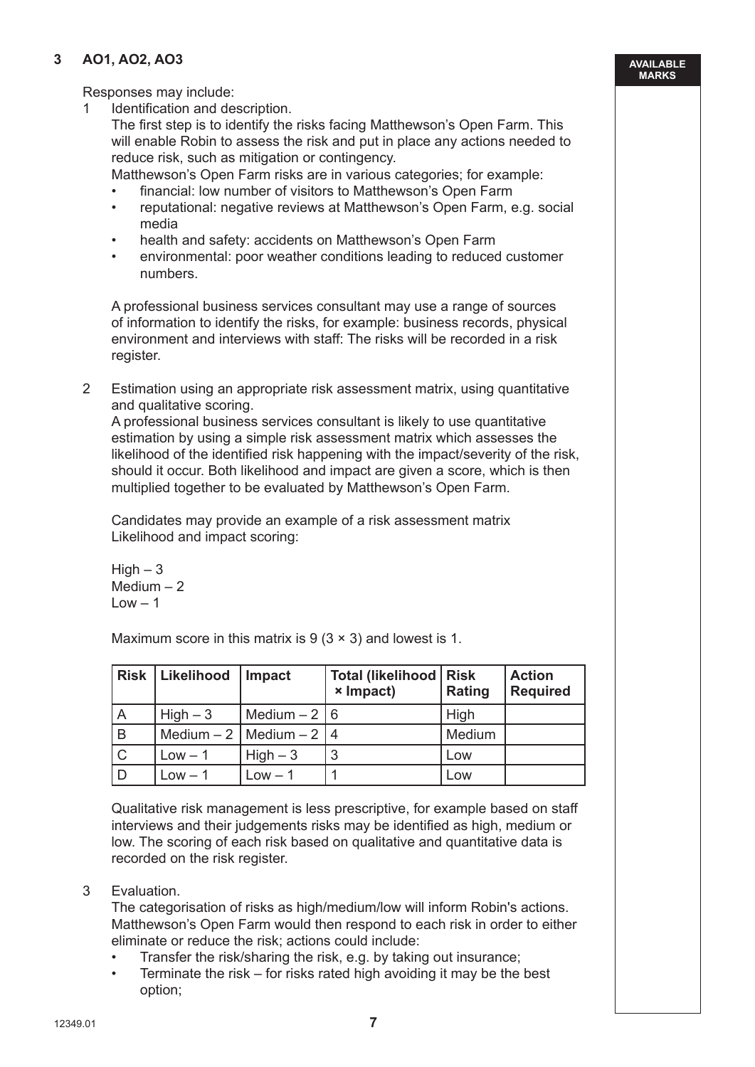**3 AO1, AO2, AO3**

**AVAILABLE MARKS**

Responses may include:

1. Identification and description.

   The first step is to identify the risks facing Matthewson's Open Farm. This will enable Robin to assess the risk and put in place any actions needed to reduce risk, such as mitigation or contingency.

   Matthewson's Open Farm risks are in various categories; for example:

   - financial: low number of visitors to Matthewson's Open Farm
   - reputational: negative reviews at Matthewson's Open Farm, e.g. social media
   - health and safety: accidents on Matthewson's Open Farm
   - environmental: poor weather conditions leading to reduced customer numbers.

   A professional business services consultant may use a range of sources of information to identify the risks, for example: business records, physical environment and interviews with staff: The risks will be recorded in a risk register.

2. Estimation using an appropriate risk assessment matrix, using quantitative and qualitative scoring.

   A professional business services consultant is likely to use quantitative estimation by using a simple risk assessment matrix which assesses the likelihood of the identified risk happening with the impact/severity of the risk, should it occur. Both likelihood and impact are given a score, which is then multiplied together to be evaluated by Matthewson's Open Farm.

   Candidates may provide an example of a risk assessment matrix Likelihood and impact scoring:

   High – 3
   Medium – 2
   Low – 1

   Maximum score in this matrix is 9 (3 × 3) and lowest is 1.

   | Risk | Likelihood | Impact | Total (likelihood × Impact) | Risk Rating | Action Required |
   |---|---|---|---|---|---|
   | A | High – 3 | Medium – 2 | 6 | High | |
   | B | Medium – 2 | Medium – 2 | 4 | Medium | |
   | C | Low – 1 | High – 3 | 3 | Low | |
   | D | Low – 1 | Low – 1 | 1 | Low | |

   Qualitative risk management is less prescriptive, for example based on staff interviews and their judgements risks may be identified as high, medium or low. The scoring of each risk based on qualitative and quantitative data is recorded on the risk register.

3. Evaluation.

   The categorisation of risks as high/medium/low will inform Robin's actions. Matthewson's Open Farm would then respond to each risk in order to either eliminate or reduce the risk; actions could include:

   - Transfer the risk/sharing the risk, e.g. by taking out insurance;
   - Terminate the risk – for risks rated high avoiding it may be the best option;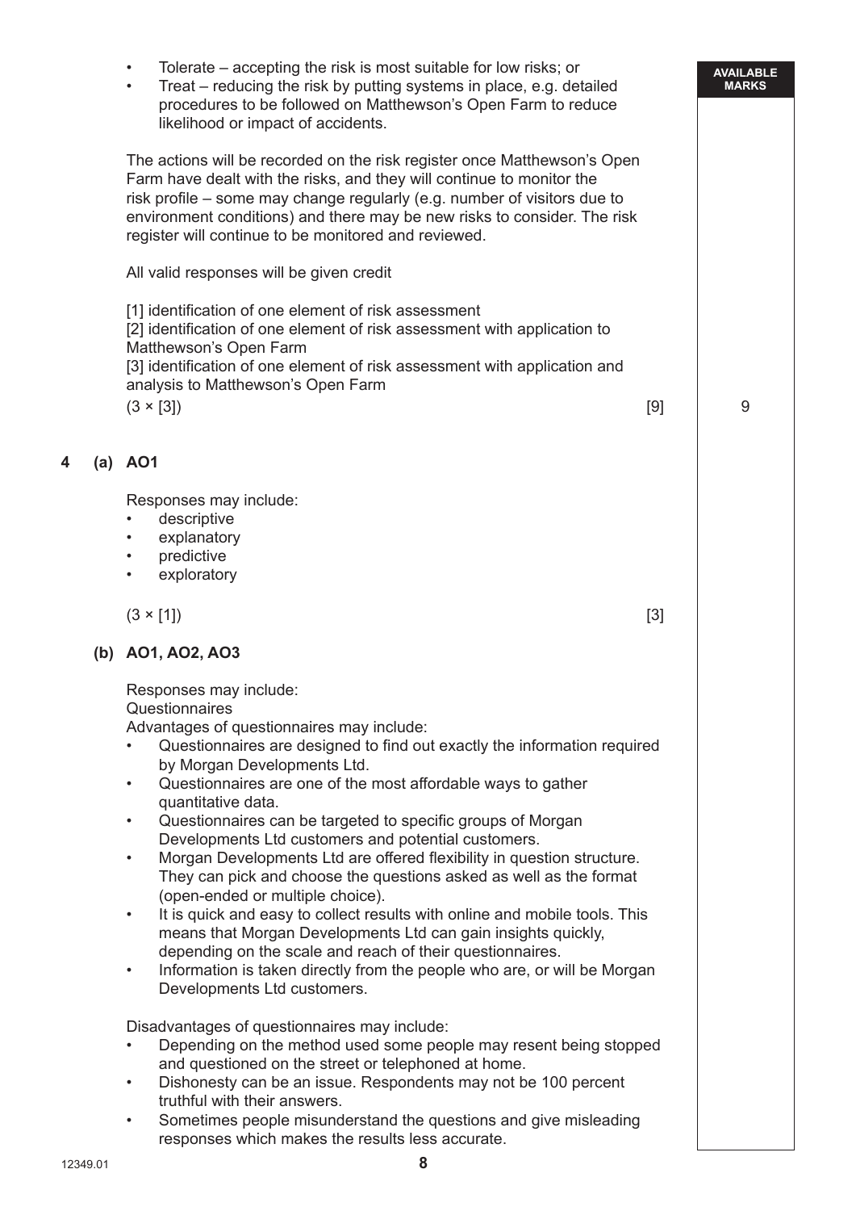- Tolerate – accepting the risk is most suitable for low risks; or
- Treat – reducing the risk by putting systems in place, e.g. detailed procedures to be followed on Matthewson's Open Farm to reduce likelihood or impact of accidents.

The actions will be recorded on the risk register once Matthewson's Open Farm have dealt with the risks, and they will continue to monitor the risk profile – some may change regularly (e.g. number of visitors due to environment conditions) and there may be new risks to consider. The risk register will continue to be monitored and reviewed.

All valid responses will be given credit

[1] identification of one element of risk assessment
[2] identification of one element of risk assessment with application to Matthewson's Open Farm
[3] identification of one element of risk assessment with application and analysis to Matthewson's Open Farm
(3 × [3]) [9] 9

**4 (a) AO1**

Responses may include:

- descriptive
- explanatory
- predictive
- exploratory

(3 × [1]) [3]

**(b) AO1, AO2, AO3**

Responses may include:
Questionnaires
Advantages of questionnaires may include:

- Questionnaires are designed to find out exactly the information required by Morgan Developments Ltd.
- Questionnaires are one of the most affordable ways to gather quantitative data.
- Questionnaires can be targeted to specific groups of Morgan Developments Ltd customers and potential customers.
- Morgan Developments Ltd are offered flexibility in question structure. They can pick and choose the questions asked as well as the format (open-ended or multiple choice).
- It is quick and easy to collect results with online and mobile tools. This means that Morgan Developments Ltd can gain insights quickly, depending on the scale and reach of their questionnaires.
- Information is taken directly from the people who are, or will be Morgan Developments Ltd customers.

Disadvantages of questionnaires may include:

- Depending on the method used some people may resent being stopped and questioned on the street or telephoned at home.
- Dishonesty can be an issue. Respondents may not be 100 percent truthful with their answers.
- Sometimes people misunderstand the questions and give misleading responses which makes the results less accurate.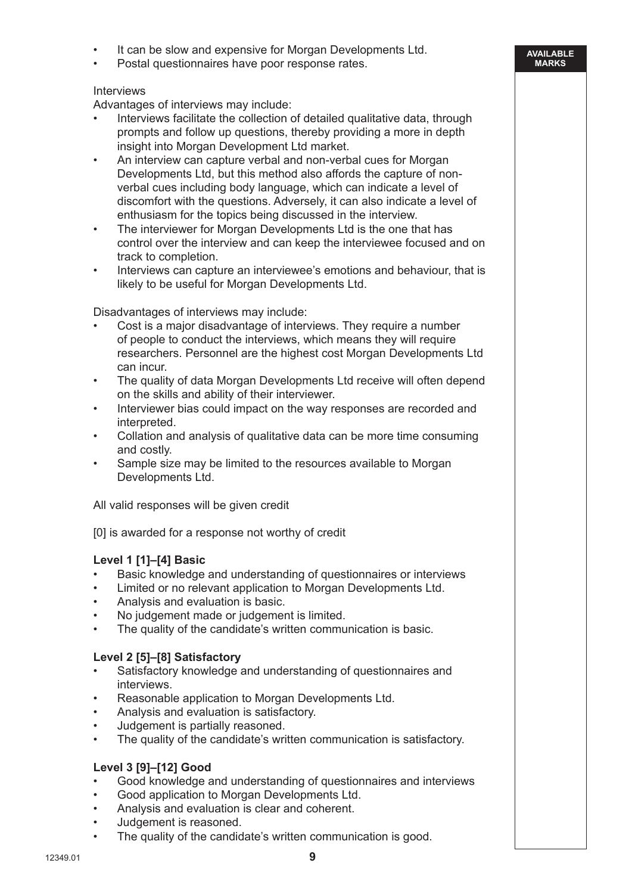- It can be slow and expensive for Morgan Developments Ltd.
- Postal questionnaires have poor response rates.

Interviews

Advantages of interviews may include:

- Interviews facilitate the collection of detailed qualitative data, through prompts and follow up questions, thereby providing a more in depth insight into Morgan Development Ltd market.
- An interview can capture verbal and non-verbal cues for Morgan Developments Ltd, but this method also affords the capture of non-verbal cues including body language, which can indicate a level of discomfort with the questions. Adversely, it can also indicate a level of enthusiasm for the topics being discussed in the interview.
- The interviewer for Morgan Developments Ltd is the one that has control over the interview and can keep the interviewee focused and on track to completion.
- Interviews can capture an interviewee's emotions and behaviour, that is likely to be useful for Morgan Developments Ltd.

Disadvantages of interviews may include:

- Cost is a major disadvantage of interviews. They require a number of people to conduct the interviews, which means they will require researchers. Personnel are the highest cost Morgan Developments Ltd can incur.
- The quality of data Morgan Developments Ltd receive will often depend on the skills and ability of their interviewer.
- Interviewer bias could impact on the way responses are recorded and interpreted.
- Collation and analysis of qualitative data can be more time consuming and costly.
- Sample size may be limited to the resources available to Morgan Developments Ltd.

All valid responses will be given credit

[0] is awarded for a response not worthy of credit

**Level 1 [1]–[4] Basic**

- Basic knowledge and understanding of questionnaires or interviews
- Limited or no relevant application to Morgan Developments Ltd.
- Analysis and evaluation is basic.
- No judgement made or judgement is limited.
- The quality of the candidate's written communication is basic.

**Level 2 [5]–[8] Satisfactory**

- Satisfactory knowledge and understanding of questionnaires and interviews.
- Reasonable application to Morgan Developments Ltd.
- Analysis and evaluation is satisfactory.
- Judgement is partially reasoned.
- The quality of the candidate's written communication is satisfactory.

**Level 3 [9]–[12] Good**

- Good knowledge and understanding of questionnaires and interviews
- Good application to Morgan Developments Ltd.
- Analysis and evaluation is clear and coherent.
- Judgement is reasoned.
- The quality of the candidate's written communication is good.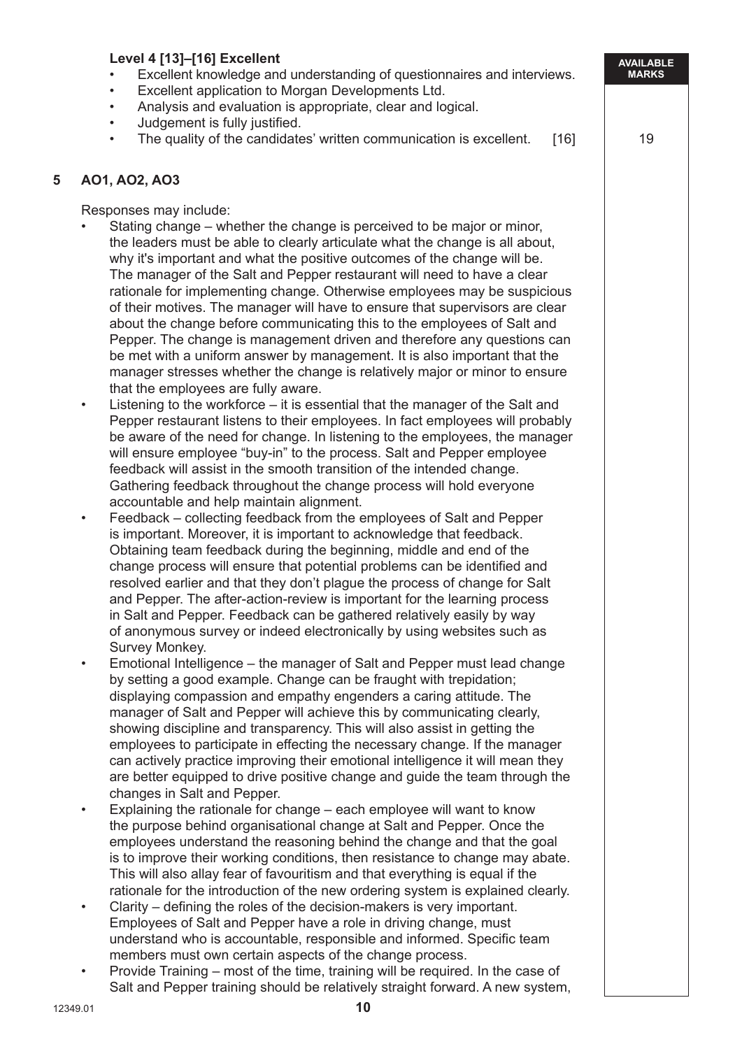**Level 4 [13]–[16] Excellent**

- Excellent knowledge and understanding of questionnaires and interviews.
- Excellent application to Morgan Developments Ltd.
- Analysis and evaluation is appropriate, clear and logical.
- Judgement is fully justified.
- The quality of the candidates' written communication is excellent. [16]

AVAILABLE MARKS

19

**5 AO1, AO2, AO3**

Responses may include:

- Stating change – whether the change is perceived to be major or minor, the leaders must be able to clearly articulate what the change is all about, why it's important and what the positive outcomes of the change will be. The manager of the Salt and Pepper restaurant will need to have a clear rationale for implementing change. Otherwise employees may be suspicious of their motives. The manager will have to ensure that supervisors are clear about the change before communicating this to the employees of Salt and Pepper. The change is management driven and therefore any questions can be met with a uniform answer by management. It is also important that the manager stresses whether the change is relatively major or minor to ensure that the employees are fully aware.
- Listening to the workforce – it is essential that the manager of the Salt and Pepper restaurant listens to their employees. In fact employees will probably be aware of the need for change. In listening to the employees, the manager will ensure employee "buy-in" to the process. Salt and Pepper employee feedback will assist in the smooth transition of the intended change. Gathering feedback throughout the change process will hold everyone accountable and help maintain alignment.
- Feedback – collecting feedback from the employees of Salt and Pepper is important. Moreover, it is important to acknowledge that feedback. Obtaining team feedback during the beginning, middle and end of the change process will ensure that potential problems can be identified and resolved earlier and that they don't plague the process of change for Salt and Pepper. The after-action-review is important for the learning process in Salt and Pepper. Feedback can be gathered relatively easily by way of anonymous survey or indeed electronically by using websites such as Survey Monkey.
- Emotional Intelligence – the manager of Salt and Pepper must lead change by setting a good example. Change can be fraught with trepidation; displaying compassion and empathy engenders a caring attitude. The manager of Salt and Pepper will achieve this by communicating clearly, showing discipline and transparency. This will also assist in getting the employees to participate in effecting the necessary change. If the manager can actively practice improving their emotional intelligence it will mean they are better equipped to drive positive change and guide the team through the changes in Salt and Pepper.
- Explaining the rationale for change – each employee will want to know the purpose behind organisational change at Salt and Pepper. Once the employees understand the reasoning behind the change and that the goal is to improve their working conditions, then resistance to change may abate. This will also allay fear of favouritism and that everything is equal if the rationale for the introduction of the new ordering system is explained clearly.
- Clarity – defining the roles of the decision-makers is very important. Employees of Salt and Pepper have a role in driving change, must understand who is accountable, responsible and informed. Specific team members must own certain aspects of the change process.
- Provide Training – most of the time, training will be required. In the case of Salt and Pepper training should be relatively straight forward. A new system,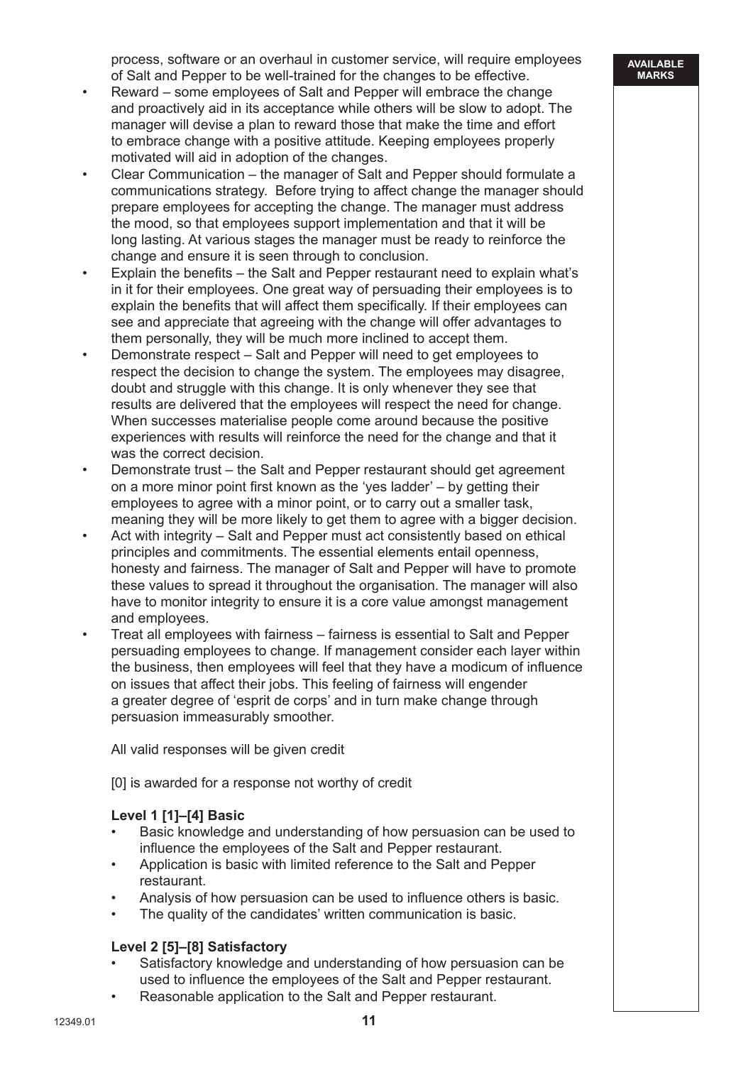process, software or an overhaul in customer service, will require employees of Salt and Pepper to be well-trained for the changes to be effective.

- Reward – some employees of Salt and Pepper will embrace the change and proactively aid in its acceptance while others will be slow to adopt. The manager will devise a plan to reward those that make the time and effort to embrace change with a positive attitude. Keeping employees properly motivated will aid in adoption of the changes.
- Clear Communication – the manager of Salt and Pepper should formulate a communications strategy. Before trying to affect change the manager should prepare employees for accepting the change. The manager must address the mood, so that employees support implementation and that it will be long lasting. At various stages the manager must be ready to reinforce the change and ensure it is seen through to conclusion.
- Explain the benefits – the Salt and Pepper restaurant need to explain what's in it for their employees. One great way of persuading their employees is to explain the benefits that will affect them specifically. If their employees can see and appreciate that agreeing with the change will offer advantages to them personally, they will be much more inclined to accept them.
- Demonstrate respect – Salt and Pepper will need to get employees to respect the decision to change the system. The employees may disagree, doubt and struggle with this change. It is only whenever they see that results are delivered that the employees will respect the need for change. When successes materialise people come around because the positive experiences with results will reinforce the need for the change and that it was the correct decision.
- Demonstrate trust – the Salt and Pepper restaurant should get agreement on a more minor point first known as the 'yes ladder' – by getting their employees to agree with a minor point, or to carry out a smaller task, meaning they will be more likely to get them to agree with a bigger decision.
- Act with integrity – Salt and Pepper must act consistently based on ethical principles and commitments. The essential elements entail openness, honesty and fairness. The manager of Salt and Pepper will have to promote these values to spread it throughout the organisation. The manager will also have to monitor integrity to ensure it is a core value amongst management and employees.
- Treat all employees with fairness – fairness is essential to Salt and Pepper persuading employees to change. If management consider each layer within the business, then employees will feel that they have a modicum of influence on issues that affect their jobs. This feeling of fairness will engender a greater degree of 'esprit de corps' and in turn make change through persuasion immeasurably smoother.

All valid responses will be given credit

[0] is awarded for a response not worthy of credit

**Level 1 [1]–[4] Basic**

- Basic knowledge and understanding of how persuasion can be used to influence the employees of the Salt and Pepper restaurant.
- Application is basic with limited reference to the Salt and Pepper restaurant.
- Analysis of how persuasion can be used to influence others is basic.
- The quality of the candidates' written communication is basic.

**Level 2 [5]–[8] Satisfactory**

- Satisfactory knowledge and understanding of how persuasion can be used to influence the employees of the Salt and Pepper restaurant.
- Reasonable application to the Salt and Pepper restaurant.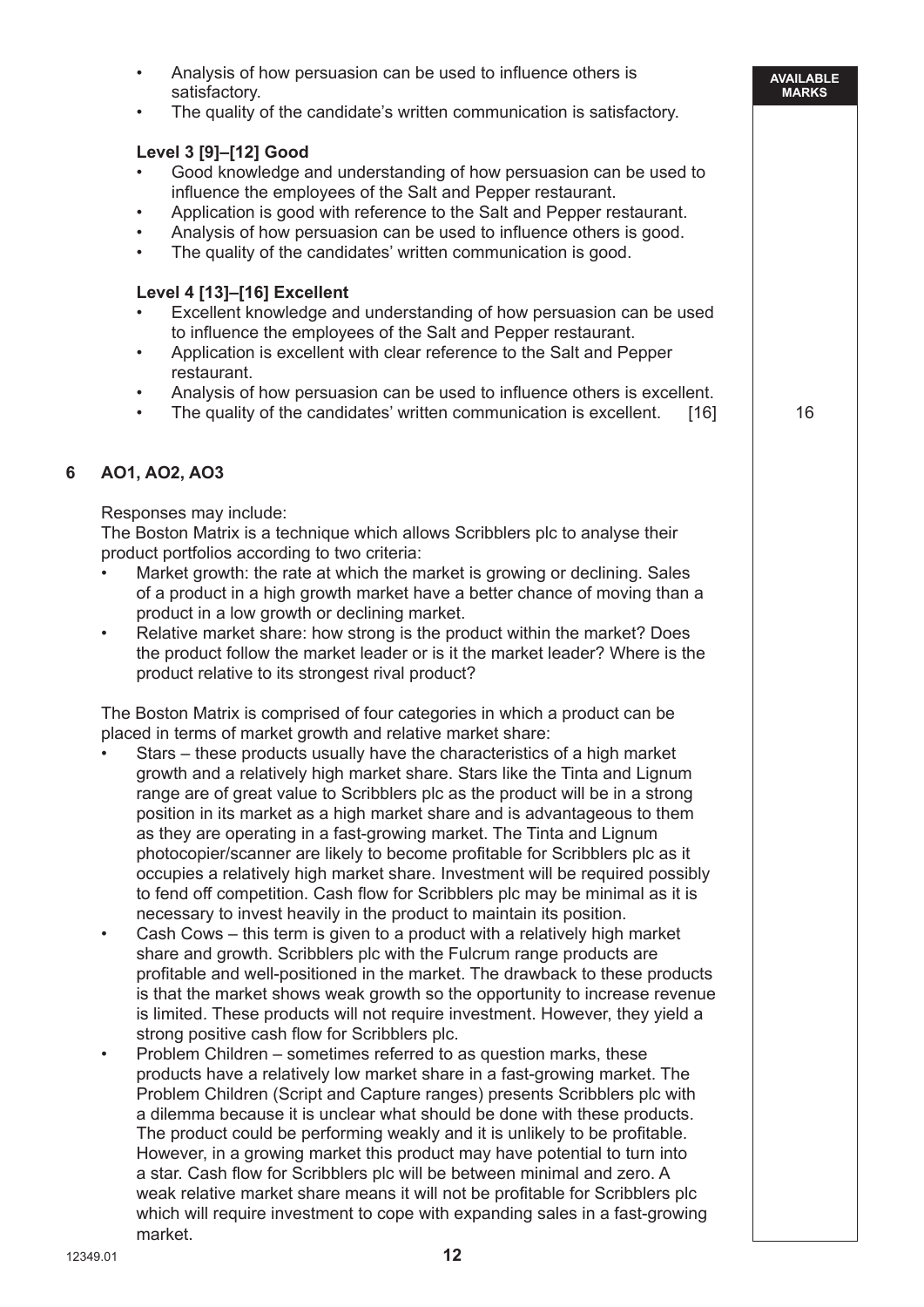- Analysis of how persuasion can be used to influence others is satisfactory.
- The quality of the candidate's written communication is satisfactory.

**Level 3 [9]–[12] Good**

- Good knowledge and understanding of how persuasion can be used to influence the employees of the Salt and Pepper restaurant.
- Application is good with reference to the Salt and Pepper restaurant.
- Analysis of how persuasion can be used to influence others is good.
- The quality of the candidates' written communication is good.

**Level 4 [13]–[16] Excellent**

- Excellent knowledge and understanding of how persuasion can be used to influence the employees of the Salt and Pepper restaurant.
- Application is excellent with clear reference to the Salt and Pepper restaurant.
- Analysis of how persuasion can be used to influence others is excellent.
- The quality of the candidates' written communication is excellent. [16]

AVAILABLE MARKS: 16

## 6 AO1, AO2, AO3

Responses may include:

The Boston Matrix is a technique which allows Scribblers plc to analyse their product portfolios according to two criteria:

- Market growth: the rate at which the market is growing or declining. Sales of a product in a high growth market have a better chance of moving than a product in a low growth or declining market.
- Relative market share: how strong is the product within the market? Does the product follow the market leader or is it the market leader? Where is the product relative to its strongest rival product?

The Boston Matrix is comprised of four categories in which a product can be placed in terms of market growth and relative market share:

- Stars – these products usually have the characteristics of a high market growth and a relatively high market share. Stars like the Tinta and Lignum range are of great value to Scribblers plc as the product will be in a strong position in its market as a high market share and is advantageous to them as they are operating in a fast-growing market. The Tinta and Lignum photocopier/scanner are likely to become profitable for Scribblers plc as it occupies a relatively high market share. Investment will be required possibly to fend off competition. Cash flow for Scribblers plc may be minimal as it is necessary to invest heavily in the product to maintain its position.
- Cash Cows – this term is given to a product with a relatively high market share and growth. Scribblers plc with the Fulcrum range products are profitable and well-positioned in the market. The drawback to these products is that the market shows weak growth so the opportunity to increase revenue is limited. These products will not require investment. However, they yield a strong positive cash flow for Scribblers plc.
- Problem Children – sometimes referred to as question marks, these products have a relatively low market share in a fast-growing market. The Problem Children (Script and Capture ranges) presents Scribblers plc with a dilemma because it is unclear what should be done with these products. The product could be performing weakly and it is unlikely to be profitable. However, in a growing market this product may have potential to turn into a star. Cash flow for Scribblers plc will be between minimal and zero. A weak relative market share means it will not be profitable for Scribblers plc which will require investment to cope with expanding sales in a fast-growing market.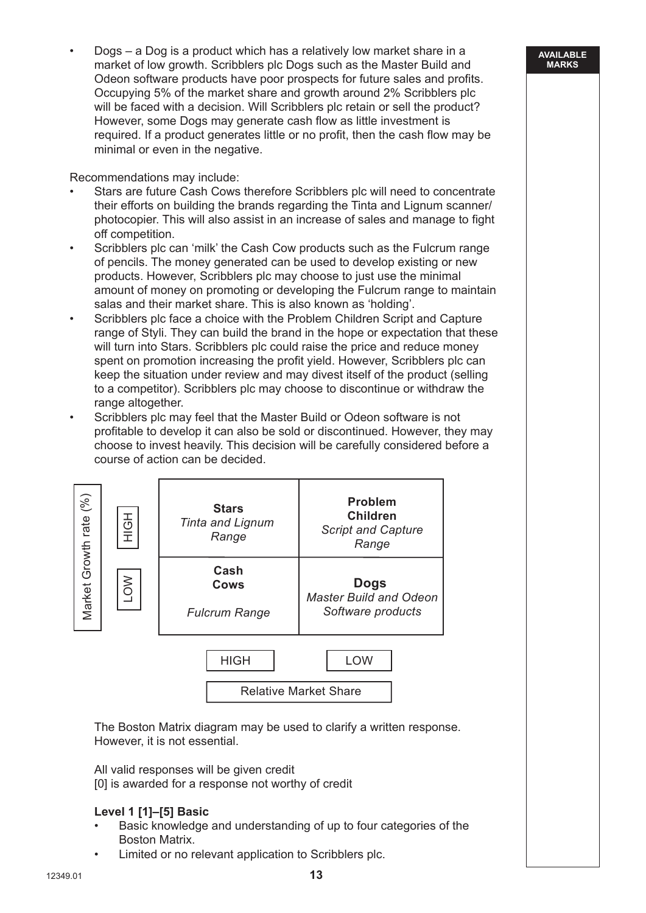- Dogs – a Dog is a product which has a relatively low market share in a market of low growth. Scribblers plc Dogs such as the Master Build and Odeon software products have poor prospects for future sales and profits. Occupying 5% of the market share and growth around 2% Scribblers plc will be faced with a decision. Will Scribblers plc retain or sell the product? However, some Dogs may generate cash flow as little investment is required. If a product generates little or no profit, then the cash flow may be minimal or even in the negative.

Recommendations may include:

- Stars are future Cash Cows therefore Scribblers plc will need to concentrate their efforts on building the brands regarding the Tinta and Lignum scanner/ photocopier. This will also assist in an increase of sales and manage to fight off competition.
- Scribblers plc can 'milk' the Cash Cow products such as the Fulcrum range of pencils. The money generated can be used to develop existing or new products. However, Scribblers plc may choose to just use the minimal amount of money on promoting or developing the Fulcrum range to maintain salas and their market share. This is also known as 'holding'.
- Scribblers plc face a choice with the Problem Children Script and Capture range of Styli. They can build the brand in the hope or expectation that these will turn into Stars. Scribblers plc could raise the price and reduce money spent on promotion increasing the profit yield. However, Scribblers plc can keep the situation under review and may divest itself of the product (selling to a competitor). Scribblers plc may choose to discontinue or withdraw the range altogether.
- Scribblers plc may feel that the Master Build or Odeon software is not profitable to develop it can also be sold or discontinued. However, they may choose to invest heavily. This decision will be carefully considered before a course of action can be decided.

| Market Growth rate (%) | Relative Market Share: HIGH | Relative Market Share: LOW |
|---|---|---|
| HIGH | **Stars** *Tinta and Lignum Range* | **Problem Children** *Script and Capture Range* |
| LOW | **Cash Cows** *Fulcrum Range* | **Dogs** *Master Build and Odeon Software products* |

The Boston Matrix diagram may be used to clarify a written response. However, it is not essential.

All valid responses will be given credit
[0] is awarded for a response not worthy of credit

**Level 1 [1]–[5] Basic**

- Basic knowledge and understanding of up to four categories of the Boston Matrix.
- Limited or no relevant application to Scribblers plc.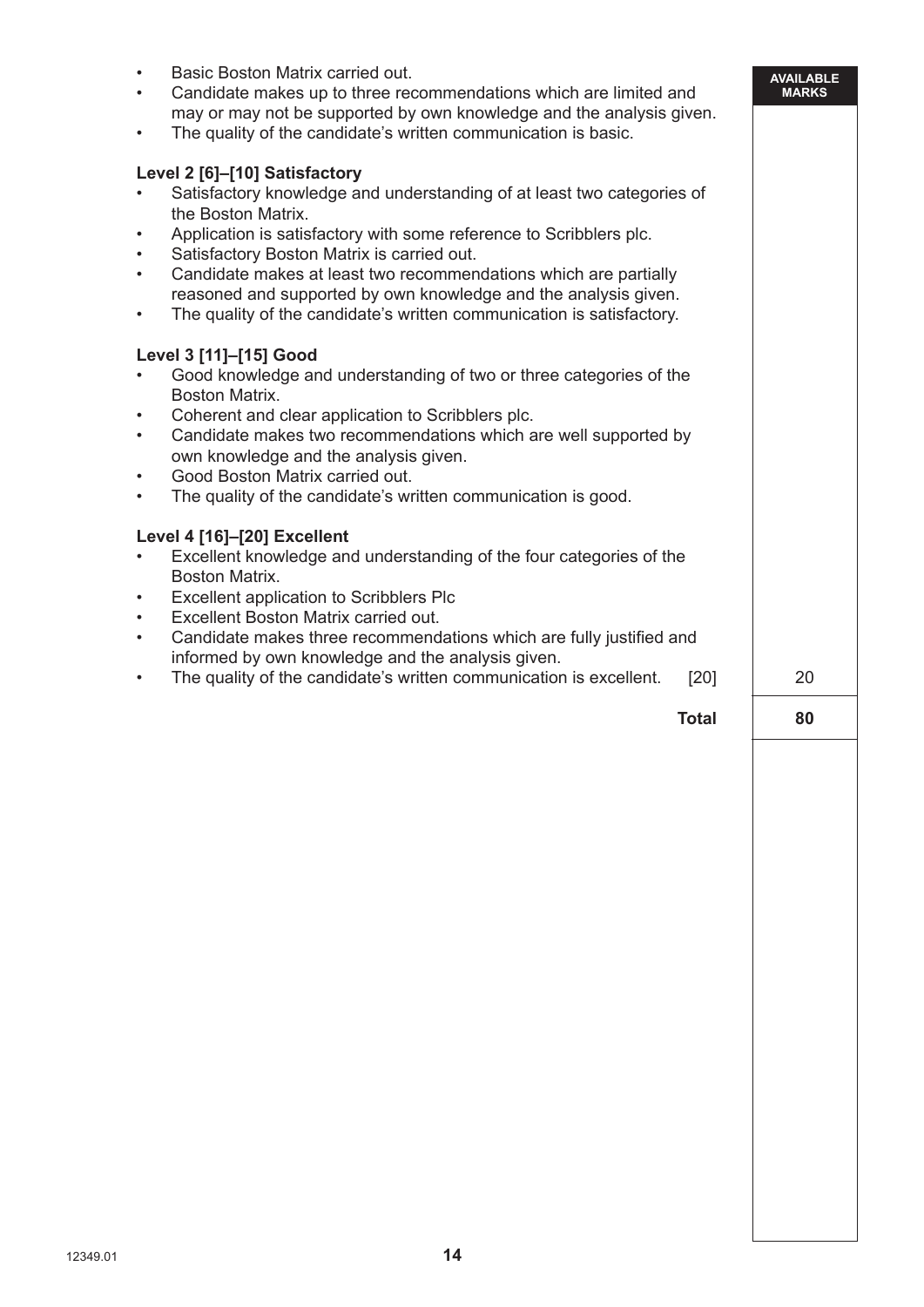- Basic Boston Matrix carried out.
- Candidate makes up to three recommendations which are limited and may or may not be supported by own knowledge and the analysis given.
- The quality of the candidate's written communication is basic.

**Level 2 [6]–[10] Satisfactory**

- Satisfactory knowledge and understanding of at least two categories of the Boston Matrix.
- Application is satisfactory with some reference to Scribblers plc.
- Satisfactory Boston Matrix is carried out.
- Candidate makes at least two recommendations which are partially reasoned and supported by own knowledge and the analysis given.
- The quality of the candidate's written communication is satisfactory.

**Level 3 [11]–[15] Good**

- Good knowledge and understanding of two or three categories of the Boston Matrix.
- Coherent and clear application to Scribblers plc.
- Candidate makes two recommendations which are well supported by own knowledge and the analysis given.
- Good Boston Matrix carried out.
- The quality of the candidate's written communication is good.

**Level 4 [16]–[20] Excellent**

- Excellent knowledge and understanding of the four categories of the Boston Matrix.
- Excellent application to Scribblers Plc
- Excellent Boston Matrix carried out.
- Candidate makes three recommendations which are fully justified and informed by own knowledge and the analysis given.
- The quality of the candidate's written communication is excellent. [20]

AVAILABLE MARKS: 20

**Total** **80**